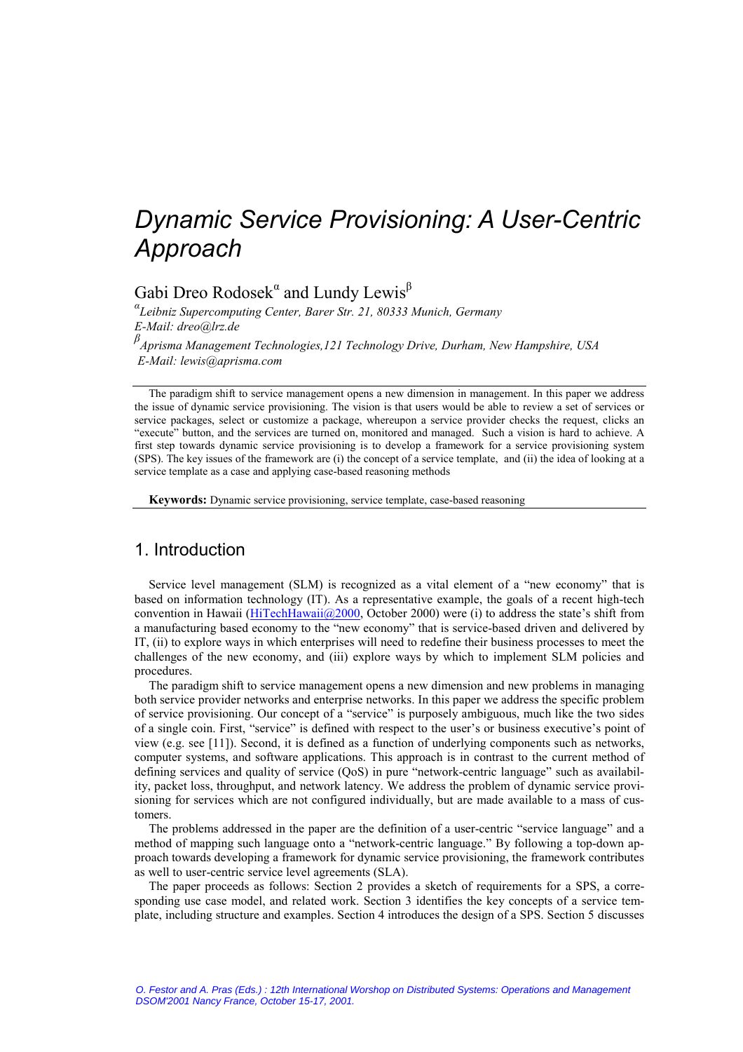# Dynamic Service Provisioning: A User-Centric Approach

Gabi Dreo Rodosek[α] and Lundy Lewis[β]

[α]*Leibniz Supercomputing Center, Barer Str. 21, 80333 Munich, Germany*
*E-Mail: dreo@lrz.de*

[β]*Aprisma Management Technologies,121 Technology Drive, Durham, New Hampshire, USA*
*E-Mail: lewis@aprisma.com*

---

The paradigm shift to service management opens a new dimension in management. In this paper we address the issue of dynamic service provisioning. The vision is that users would be able to review a set of services or service packages, select or customize a package, whereupon a service provider checks the request, clicks an "execute" button, and the services are turned on, monitored and managed. Such a vision is hard to achieve. A first step towards dynamic service provisioning is to develop a framework for a service provisioning system (SPS). The key issues of the framework are (i) the concept of a service template, and (ii) the idea of looking at a service template as a case and applying case-based reasoning methods

**Keywords:** Dynamic service provisioning, service template, case-based reasoning

---

## 1. Introduction

Service level management (SLM) is recognized as a vital element of a "new economy" that is based on information technology (IT). As a representative example, the goals of a recent high-tech convention in Hawaii (HiTechHawaii@2000, October 2000) were (i) to address the state's shift from a manufacturing based economy to the "new economy" that is service-based driven and delivered by IT, (ii) to explore ways in which enterprises will need to redefine their business processes to meet the challenges of the new economy, and (iii) explore ways by which to implement SLM policies and procedures.

The paradigm shift to service management opens a new dimension and new problems in managing both service provider networks and enterprise networks. In this paper we address the specific problem of service provisioning. Our concept of a "service" is purposely ambiguous, much like the two sides of a single coin. First, "service" is defined with respect to the user's or business executive's point of view (e.g. see [11]). Second, it is defined as a function of underlying components such as networks, computer systems, and software applications. This approach is in contrast to the current method of defining services and quality of service (QoS) in pure "network-centric language" such as availability, packet loss, throughput, and network latency. We address the problem of dynamic service provisioning for services which are not configured individually, but are made available to a mass of customers.

The problems addressed in the paper are the definition of a user-centric "service language" and a method of mapping such language onto a "network-centric language." By following a top-down approach towards developing a framework for dynamic service provisioning, the framework contributes as well to user-centric service level agreements (SLA).

The paper proceeds as follows: Section 2 provides a sketch of requirements for a SPS, a corresponding use case model, and related work. Section 3 identifies the key concepts of a service template, including structure and examples. Section 4 introduces the design of a SPS. Section 5 discusses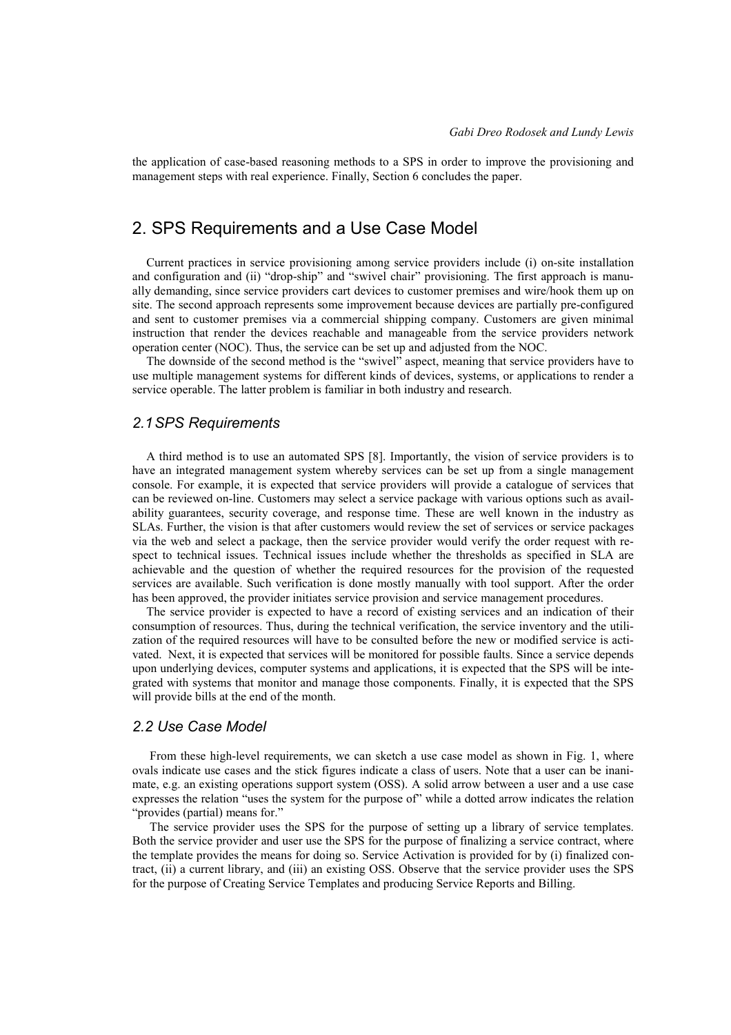the application of case-based reasoning methods to a SPS in order to improve the provisioning and management steps with real experience. Finally, Section 6 concludes the paper.

## 2. SPS Requirements and a Use Case Model

Current practices in service provisioning among service providers include (i) on-site installation and configuration and (ii) "drop-ship" and "swivel chair" provisioning. The first approach is manually demanding, since service providers cart devices to customer premises and wire/hook them up on site. The second approach represents some improvement because devices are partially pre-configured and sent to customer premises via a commercial shipping company. Customers are given minimal instruction that render the devices reachable and manageable from the service providers network operation center (NOC). Thus, the service can be set up and adjusted from the NOC.

The downside of the second method is the "swivel" aspect, meaning that service providers have to use multiple management systems for different kinds of devices, systems, or applications to render a service operable. The latter problem is familiar in both industry and research.

### *2.1 SPS Requirements*

A third method is to use an automated SPS [8]. Importantly, the vision of service providers is to have an integrated management system whereby services can be set up from a single management console. For example, it is expected that service providers will provide a catalogue of services that can be reviewed on-line. Customers may select a service package with various options such as availability guarantees, security coverage, and response time. These are well known in the industry as SLAs. Further, the vision is that after customers would review the set of services or service packages via the web and select a package, then the service provider would verify the order request with respect to technical issues. Technical issues include whether the thresholds as specified in SLA are achievable and the question of whether the required resources for the provision of the requested services are available. Such verification is done mostly manually with tool support. After the order has been approved, the provider initiates service provision and service management procedures.

The service provider is expected to have a record of existing services and an indication of their consumption of resources. Thus, during the technical verification, the service inventory and the utilization of the required resources will have to be consulted before the new or modified service is activated. Next, it is expected that services will be monitored for possible faults. Since a service depends upon underlying devices, computer systems and applications, it is expected that the SPS will be integrated with systems that monitor and manage those components. Finally, it is expected that the SPS will provide bills at the end of the month.

### *2.2 Use Case Model*

From these high-level requirements, we can sketch a use case model as shown in Fig. 1, where ovals indicate use cases and the stick figures indicate a class of users. Note that a user can be inanimate, e.g. an existing operations support system (OSS). A solid arrow between a user and a use case expresses the relation "uses the system for the purpose of" while a dotted arrow indicates the relation "provides (partial) means for."

The service provider uses the SPS for the purpose of setting up a library of service templates. Both the service provider and user use the SPS for the purpose of finalizing a service contract, where the template provides the means for doing so. Service Activation is provided for by (i) finalized contract, (ii) a current library, and (iii) an existing OSS. Observe that the service provider uses the SPS for the purpose of Creating Service Templates and producing Service Reports and Billing.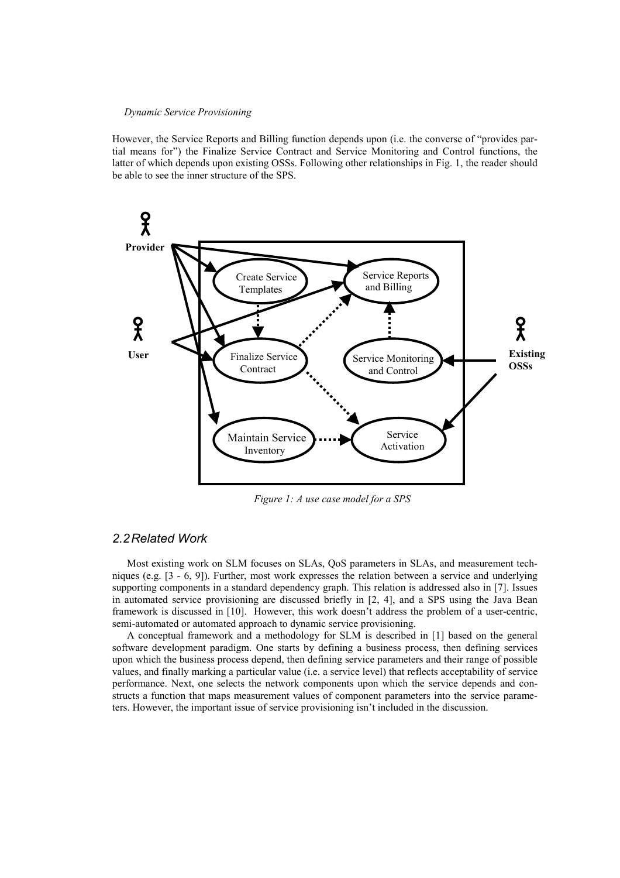However, the Service Reports and Billing function depends upon (i.e. the converse of "provides partial means for") the Finalize Service Contract and Service Monitoring and Control functions, the latter of which depends upon existing OSSs. Following other relationships in Fig. 1, the reader should be able to see the inner structure of the SPS.

*Figure 1: A use case model for a SPS*

## 2.2 Related Work

Most existing work on SLM focuses on SLAs, QoS parameters in SLAs, and measurement techniques (e.g. [3 - 6, 9]). Further, most work expresses the relation between a service and underlying supporting components in a standard dependency graph. This relation is addressed also in [7]. Issues in automated service provisioning are discussed briefly in [2, 4], and a SPS using the Java Bean framework is discussed in [10]. However, this work doesn't address the problem of a user-centric, semi-automated or automated approach to dynamic service provisioning.

A conceptual framework and a methodology for SLM is described in [1] based on the general software development paradigm. One starts by defining a business process, then defining services upon which the business process depend, then defining service parameters and their range of possible values, and finally marking a particular value (i.e. a service level) that reflects acceptability of service performance. Next, one selects the network components upon which the service depends and constructs a function that maps measurement values of component parameters into the service parameters. However, the important issue of service provisioning isn't included in the discussion.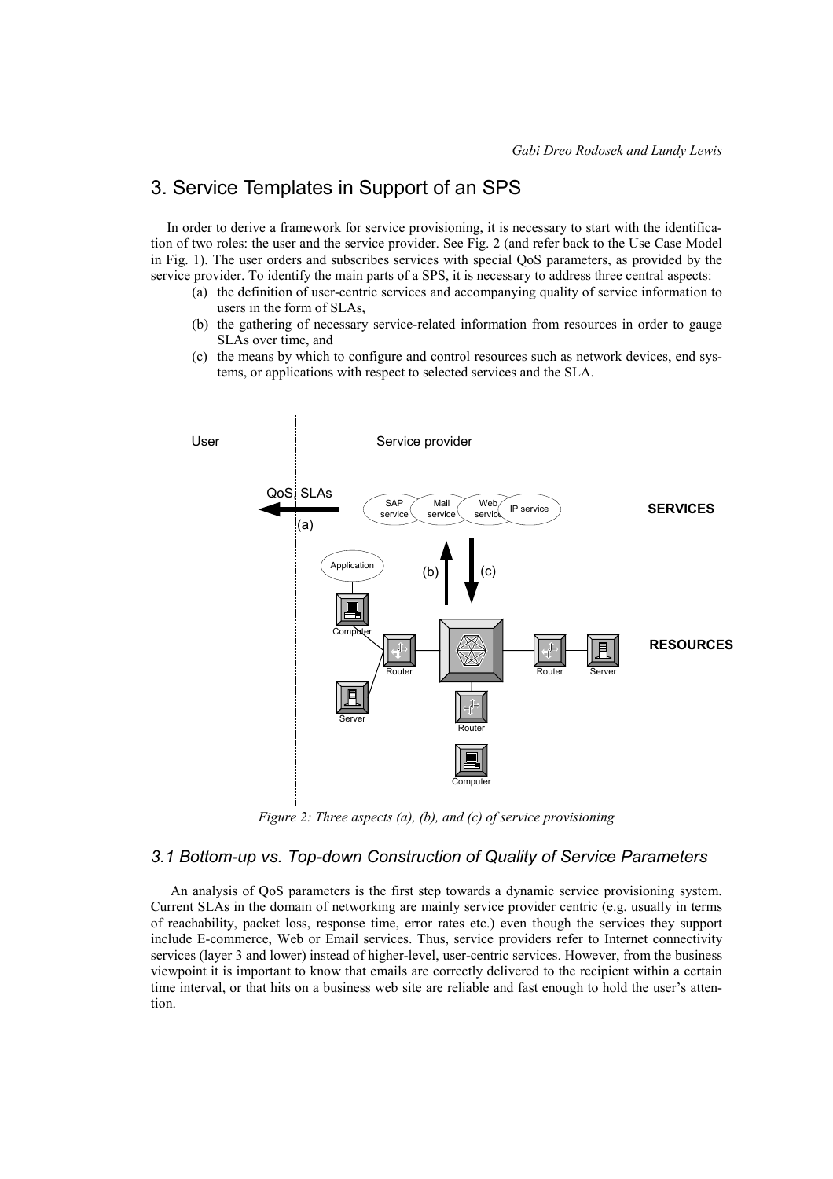## 3. Service Templates in Support of an SPS

In order to derive a framework for service provisioning, it is necessary to start with the identification of two roles: the user and the service provider. See Fig. 2 (and refer back to the Use Case Model in Fig. 1). The user orders and subscribes services with special QoS parameters, as provided by the service provider. To identify the main parts of a SPS, it is necessary to address three central aspects:

(a) the definition of user-centric services and accompanying quality of service information to users in the form of SLAs,

(b) the gathering of necessary service-related information from resources in order to gauge SLAs over time, and

(c) the means by which to configure and control resources such as network devices, end systems, or applications with respect to selected services and the SLA.

*Figure 2: Three aspects (a), (b), and (c) of service provisioning*

### *3.1 Bottom-up vs. Top-down Construction of Quality of Service Parameters*

An analysis of QoS parameters is the first step towards a dynamic service provisioning system. Current SLAs in the domain of networking are mainly service provider centric (e.g. usually in terms of reachability, packet loss, response time, error rates etc.) even though the services they support include E-commerce, Web or Email services. Thus, service providers refer to Internet connectivity services (layer 3 and lower) instead of higher-level, user-centric services. However, from the business viewpoint it is important to know that emails are correctly delivered to the recipient within a certain time interval, or that hits on a business web site are reliable and fast enough to hold the user's attention.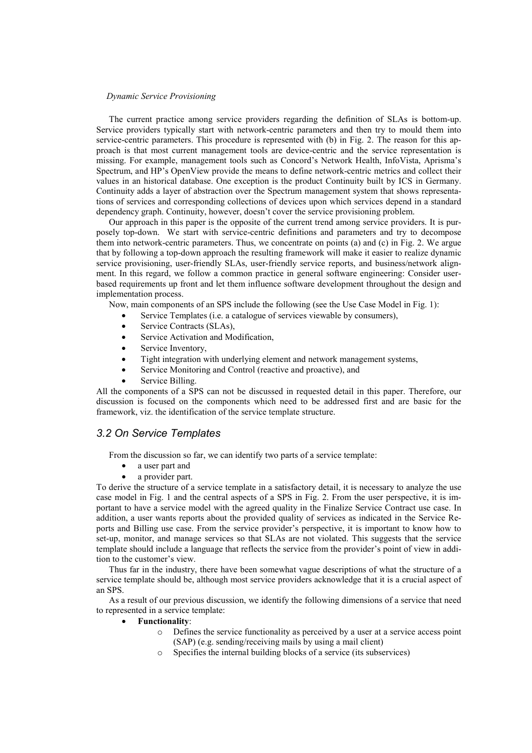*Dynamic Service Provisioning*

The current practice among service providers regarding the definition of SLAs is bottom-up. Service providers typically start with network-centric parameters and then try to mould them into service-centric parameters. This procedure is represented with (b) in Fig. 2. The reason for this approach is that most current management tools are device-centric and the service representation is missing. For example, management tools such as Concord's Network Health, InfoVista, Aprisma's Spectrum, and HP's OpenView provide the means to define network-centric metrics and collect their values in an historical database. One exception is the product Continuity built by ICS in Germany. Continuity adds a layer of abstraction over the Spectrum management system that shows representations of services and corresponding collections of devices upon which services depend in a standard dependency graph. Continuity, however, doesn't cover the service provisioning problem.

Our approach in this paper is the opposite of the current trend among service providers. It is purposely top-down. We start with service-centric definitions and parameters and try to decompose them into network-centric parameters. Thus, we concentrate on points (a) and (c) in Fig. 2. We argue that by following a top-down approach the resulting framework will make it easier to realize dynamic service provisioning, user-friendly SLAs, user-friendly service reports, and business/network alignment. In this regard, we follow a common practice in general software engineering: Consider user-based requirements up front and let them influence software development throughout the design and implementation process.

Now, main components of an SPS include the following (see the Use Case Model in Fig. 1):

- Service Templates (i.e. a catalogue of services viewable by consumers),
- Service Contracts (SLAs),
- Service Activation and Modification,
- Service Inventory,
- Tight integration with underlying element and network management systems,
- Service Monitoring and Control (reactive and proactive), and
- Service Billing.

All the components of a SPS can not be discussed in requested detail in this paper. Therefore, our discussion is focused on the components which need to be addressed first and are basic for the framework, viz. the identification of the service template structure.

## *3.2 On Service Templates*

From the discussion so far, we can identify two parts of a service template:

- a user part and
- a provider part.

To derive the structure of a service template in a satisfactory detail, it is necessary to analyze the use case model in Fig. 1 and the central aspects of a SPS in Fig. 2. From the user perspective, it is important to have a service model with the agreed quality in the Finalize Service Contract use case. In addition, a user wants reports about the provided quality of services as indicated in the Service Reports and Billing use case. From the service provider's perspective, it is important to know how to set-up, monitor, and manage services so that SLAs are not violated. This suggests that the service template should include a language that reflects the service from the provider's point of view in addition to the customer's view.

Thus far in the industry, there have been somewhat vague descriptions of what the structure of a service template should be, although most service providers acknowledge that it is a crucial aspect of an SPS.

As a result of our previous discussion, we identify the following dimensions of a service that need to represented in a service template:

- **Functionality**:
  - Defines the service functionality as perceived by a user at a service access point (SAP) (e.g. sending/receiving mails by using a mail client)
  - Specifies the internal building blocks of a service (its subservices)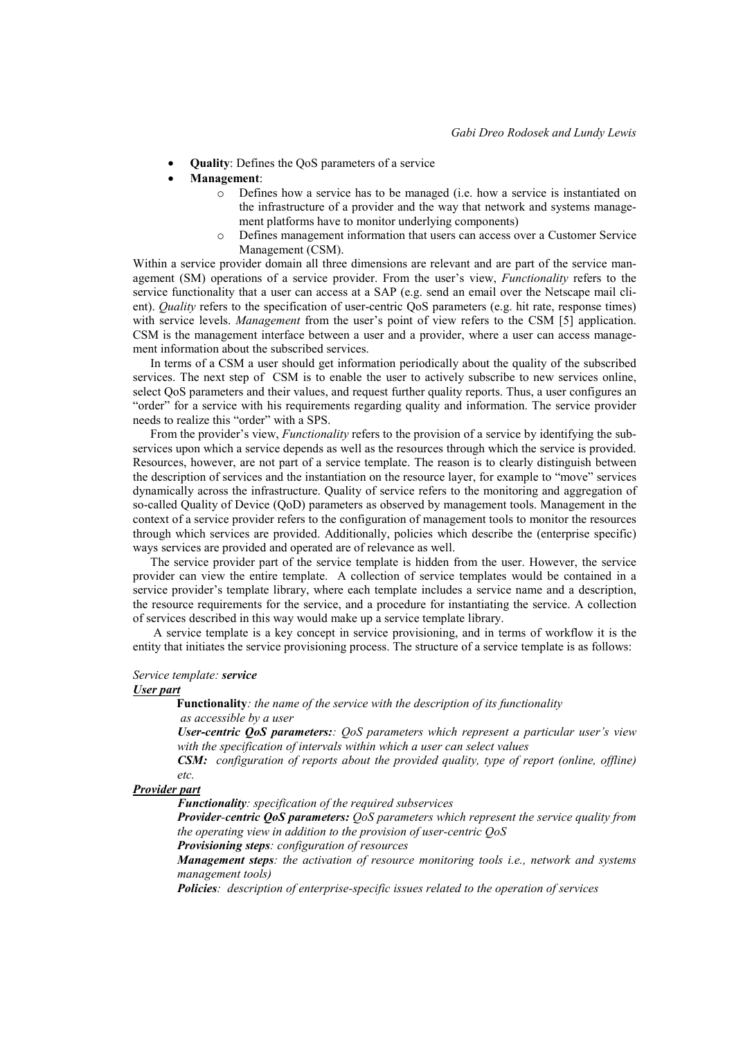- **Quality**: Defines the QoS parameters of a service
- **Management**:
  - Defines how a service has to be managed (i.e. how a service is instantiated on the infrastructure of a provider and the way that network and systems management platforms have to monitor underlying components)
  - Defines management information that users can access over a Customer Service Management (CSM).

Within a service provider domain all three dimensions are relevant and are part of the service management (SM) operations of a service provider. From the user's view, *Functionality* refers to the service functionality that a user can access at a SAP (e.g. send an email over the Netscape mail client). *Quality* refers to the specification of user-centric QoS parameters (e.g. hit rate, response times) with service levels. *Management* from the user's point of view refers to the CSM [5] application. CSM is the management interface between a user and a provider, where a user can access management information about the subscribed services.

In terms of a CSM a user should get information periodically about the quality of the subscribed services. The next step of CSM is to enable the user to actively subscribe to new services online, select QoS parameters and their values, and request further quality reports. Thus, a user configures an "order" for a service with his requirements regarding quality and information. The service provider needs to realize this "order" with a SPS.

From the provider's view, *Functionality* refers to the provision of a service by identifying the subservices upon which a service depends as well as the resources through which the service is provided. Resources, however, are not part of a service template. The reason is to clearly distinguish between the description of services and the instantiation on the resource layer, for example to "move" services dynamically across the infrastructure. Quality of service refers to the monitoring and aggregation of so-called Quality of Device (QoD) parameters as observed by management tools. Management in the context of a service provider refers to the configuration of management tools to monitor the resources through which services are provided. Additionally, policies which describe the (enterprise specific) ways services are provided and operated are of relevance as well.

The service provider part of the service template is hidden from the user. However, the service provider can view the entire template. A collection of service templates would be contained in a service provider's template library, where each template includes a service name and a description, the resource requirements for the service, and a procedure for instantiating the service. A collection of services described in this way would make up a service template library.

A service template is a key concept in service provisioning, and in terms of workflow it is the entity that initiates the service provisioning process. The structure of a service template is as follows:

*Service template:* ***service***

***User part***

> **Functionality***: the name of the service with the description of its functionality as accessible by a user*
>
> ***User-centric QoS parameters:****: QoS parameters which represent a particular user's view with the specification of intervals within which a user can select values*
>
> ***CSM:*** *configuration of reports about the provided quality, type of report (online, offline) etc.*

***Provider part***

> ***Functionality****: specification of the required subservices*
>
> ***Provider-centric QoS parameters:*** *QoS parameters which represent the service quality from the operating view in addition to the provision of user-centric QoS*
>
> ***Provisioning steps****: configuration of resources*
>
> ***Management steps****: the activation of resource monitoring tools i.e., network and systems management tools)*
>
> ***Policies****: description of enterprise-specific issues related to the operation of services*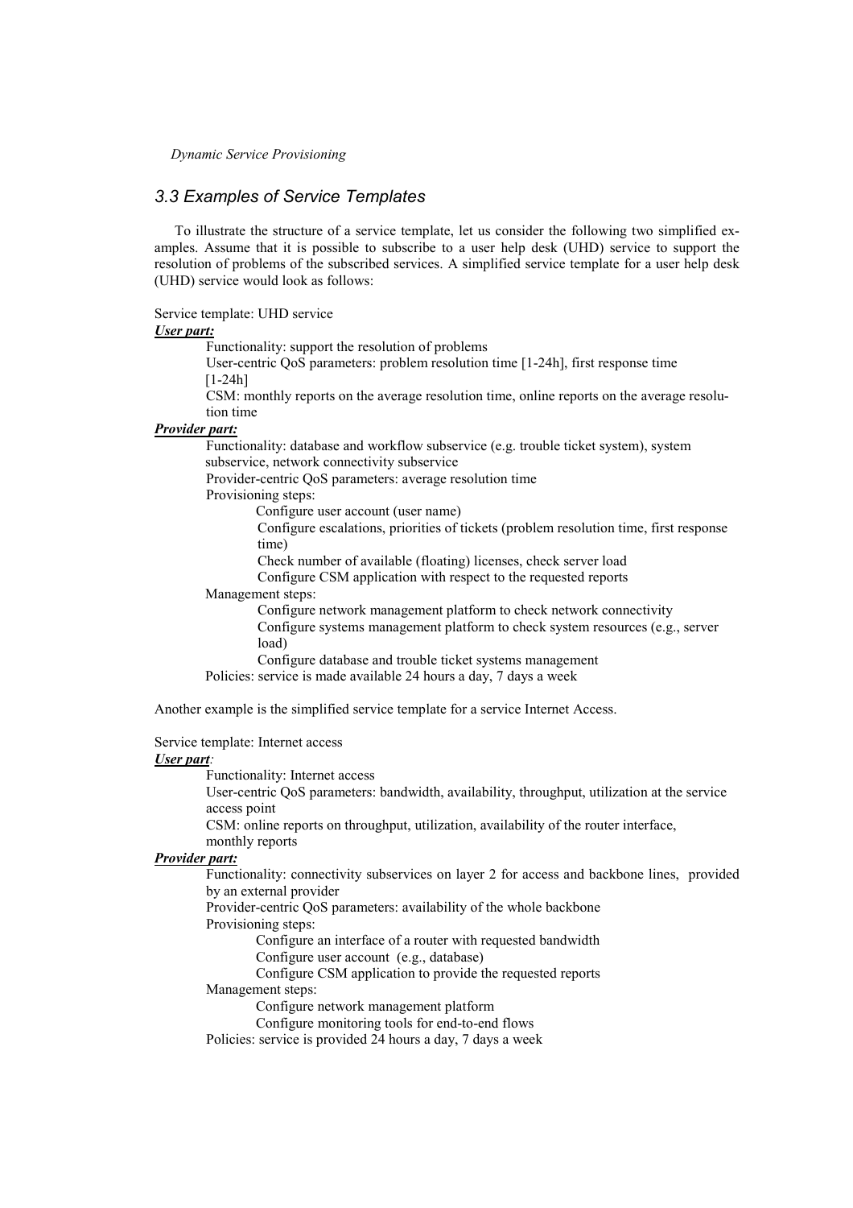### 3.3 Examples of Service Templates

To illustrate the structure of a service template, let us consider the following two simplified examples. Assume that it is possible to subscribe to a user help desk (UHD) service to support the resolution of problems of the subscribed services. A simplified service template for a user help desk (UHD) service would look as follows:

Service template: UHD service

***User part:***

> Functionality: support the resolution of problems
>
> User-centric QoS parameters: problem resolution time [1-24h], first response time [1-24h]
>
> CSM: monthly reports on the average resolution time, online reports on the average resolution time

***Provider part:***

> Functionality: database and workflow subservice (e.g. trouble ticket system), system subservice, network connectivity subservice
>
> Provider-centric QoS parameters: average resolution time
>
> Provisioning steps:
>
> > Configure user account (user name)
> >
> > Configure escalations, priorities of tickets (problem resolution time, first response time)
> >
> > Check number of available (floating) licenses, check server load
> >
> > Configure CSM application with respect to the requested reports
>
> Management steps:
>
> > Configure network management platform to check network connectivity
> >
> > Configure systems management platform to check system resources (e.g., server load)
> >
> > Configure database and trouble ticket systems management
>
> Policies: service is made available 24 hours a day, 7 days a week

Another example is the simplified service template for a service Internet Access.

Service template: Internet access

***User part:***

> Functionality: Internet access
>
> User-centric QoS parameters: bandwidth, availability, throughput, utilization at the service access point
>
> CSM: online reports on throughput, utilization, availability of the router interface, monthly reports

***Provider part:***

> Functionality: connectivity subservices on layer 2 for access and backbone lines, provided by an external provider
>
> Provider-centric QoS parameters: availability of the whole backbone
>
> Provisioning steps:
>
> > Configure an interface of a router with requested bandwidth
> >
> > Configure user account (e.g., database)
> >
> > Configure CSM application to provide the requested reports
>
> Management steps:
>
> > Configure network management platform
> >
> > Configure monitoring tools for end-to-end flows
>
> Policies: service is provided 24 hours a day, 7 days a week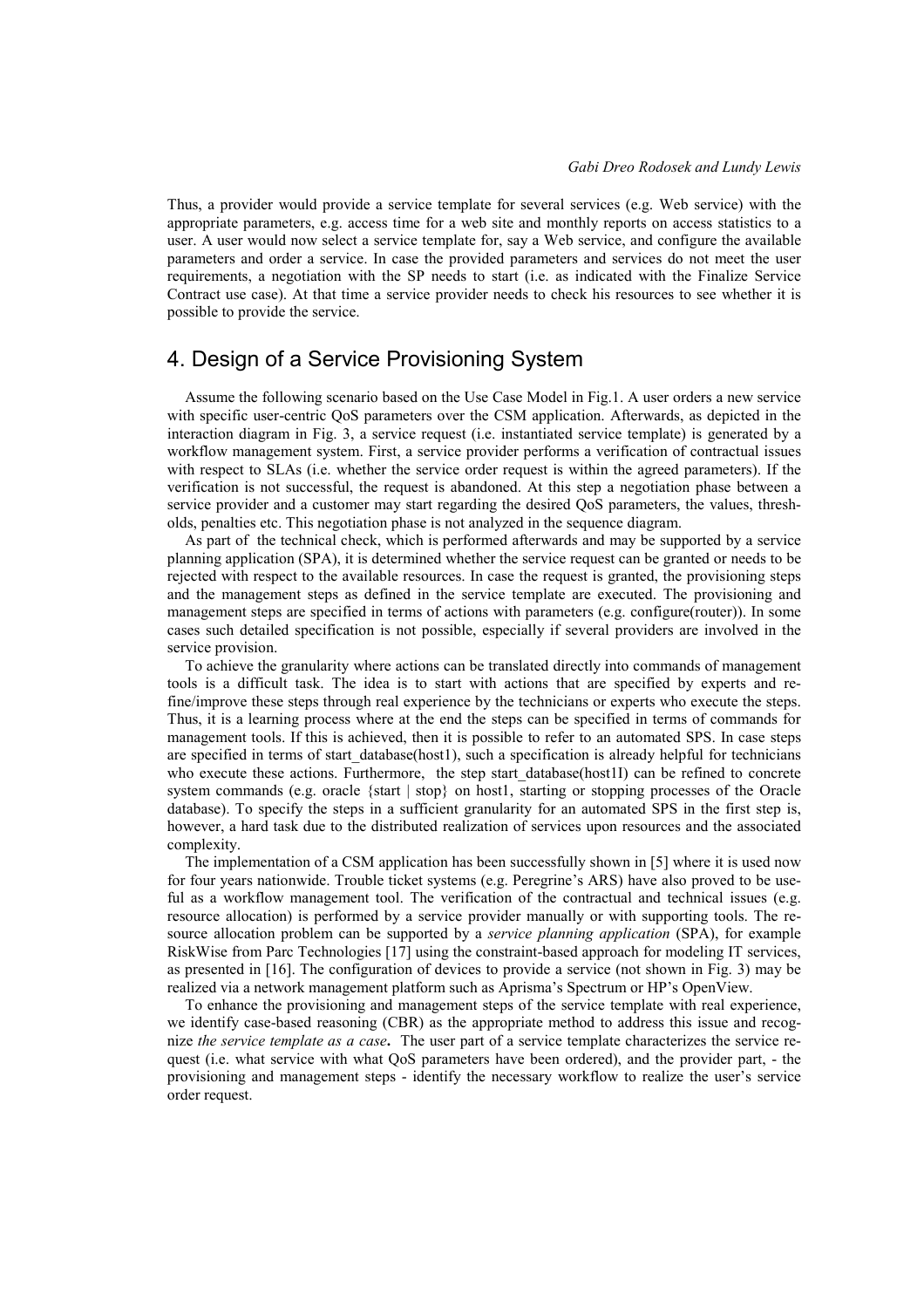Thus, a provider would provide a service template for several services (e.g. Web service) with the appropriate parameters, e.g. access time for a web site and monthly reports on access statistics to a user. A user would now select a service template for, say a Web service, and configure the available parameters and order a service. In case the provided parameters and services do not meet the user requirements, a negotiation with the SP needs to start (i.e. as indicated with the Finalize Service Contract use case). At that time a service provider needs to check his resources to see whether it is possible to provide the service.

## 4. Design of a Service Provisioning System

Assume the following scenario based on the Use Case Model in Fig.1. A user orders a new service with specific user-centric QoS parameters over the CSM application. Afterwards, as depicted in the interaction diagram in Fig. 3, a service request (i.e. instantiated service template) is generated by a workflow management system. First, a service provider performs a verification of contractual issues with respect to SLAs (i.e. whether the service order request is within the agreed parameters). If the verification is not successful, the request is abandoned. At this step a negotiation phase between a service provider and a customer may start regarding the desired QoS parameters, the values, thresholds, penalties etc. This negotiation phase is not analyzed in the sequence diagram.

As part of the technical check, which is performed afterwards and may be supported by a service planning application (SPA), it is determined whether the service request can be granted or needs to be rejected with respect to the available resources. In case the request is granted, the provisioning steps and the management steps as defined in the service template are executed. The provisioning and management steps are specified in terms of actions with parameters (e.g. configure(router)). In some cases such detailed specification is not possible, especially if several providers are involved in the service provision.

To achieve the granularity where actions can be translated directly into commands of management tools is a difficult task. The idea is to start with actions that are specified by experts and refine/improve these steps through real experience by the technicians or experts who execute the steps. Thus, it is a learning process where at the end the steps can be specified in terms of commands for management tools. If this is achieved, then it is possible to refer to an automated SPS. In case steps are specified in terms of start_database(host1), such a specification is already helpful for technicians who execute these actions. Furthermore, the step start_database(host1I) can be refined to concrete system commands (e.g. oracle {start | stop} on host1, starting or stopping processes of the Oracle database). To specify the steps in a sufficient granularity for an automated SPS in the first step is, however, a hard task due to the distributed realization of services upon resources and the associated complexity.

The implementation of a CSM application has been successfully shown in [5] where it is used now for four years nationwide. Trouble ticket systems (e.g. Peregrine's ARS) have also proved to be useful as a workflow management tool. The verification of the contractual and technical issues (e.g. resource allocation) is performed by a service provider manually or with supporting tools. The resource allocation problem can be supported by a *service planning application* (SPA), for example RiskWise from Parc Technologies [17] using the constraint-based approach for modeling IT services, as presented in [16]. The configuration of devices to provide a service (not shown in Fig. 3) may be realized via a network management platform such as Aprisma's Spectrum or HP's OpenView.

To enhance the provisioning and management steps of the service template with real experience, we identify case-based reasoning (CBR) as the appropriate method to address this issue and recognize *the service template as a case***.** The user part of a service template characterizes the service request (i.e. what service with what QoS parameters have been ordered), and the provider part, - the provisioning and management steps - identify the necessary workflow to realize the user's service order request.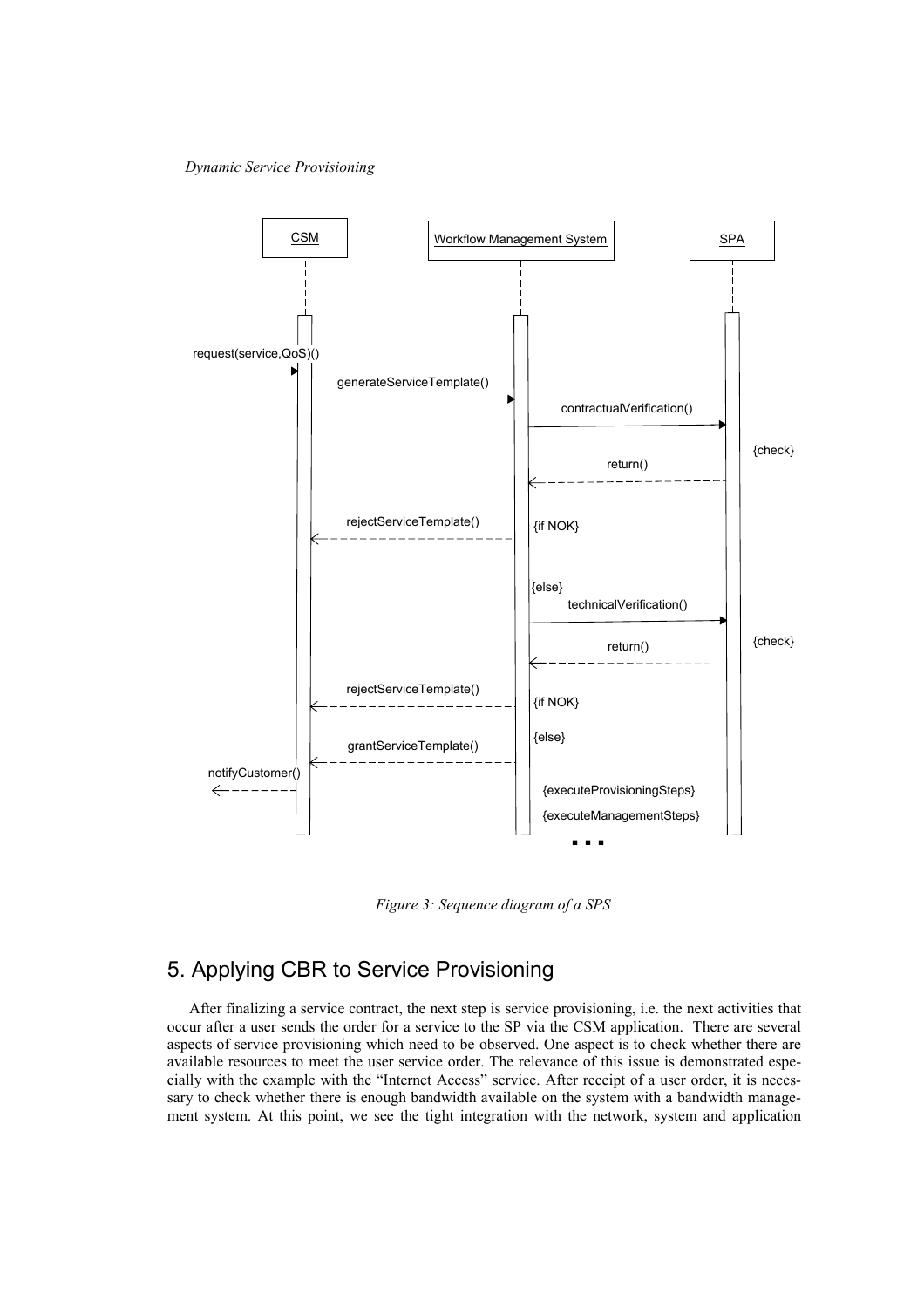Figure 3: Sequence diagram of a SPS

## 5. Applying CBR to Service Provisioning

After finalizing a service contract, the next step is service provisioning, i.e. the next activities that occur after a user sends the order for a service to the SP via the CSM application. There are several aspects of service provisioning which need to be observed. One aspect is to check whether there are available resources to meet the user service order. The relevance of this issue is demonstrated especially with the example with the "Internet Access" service. After receipt of a user order, it is necessary to check whether there is enough bandwidth available on the system with a bandwidth management system. At this point, we see the tight integration with the network, system and application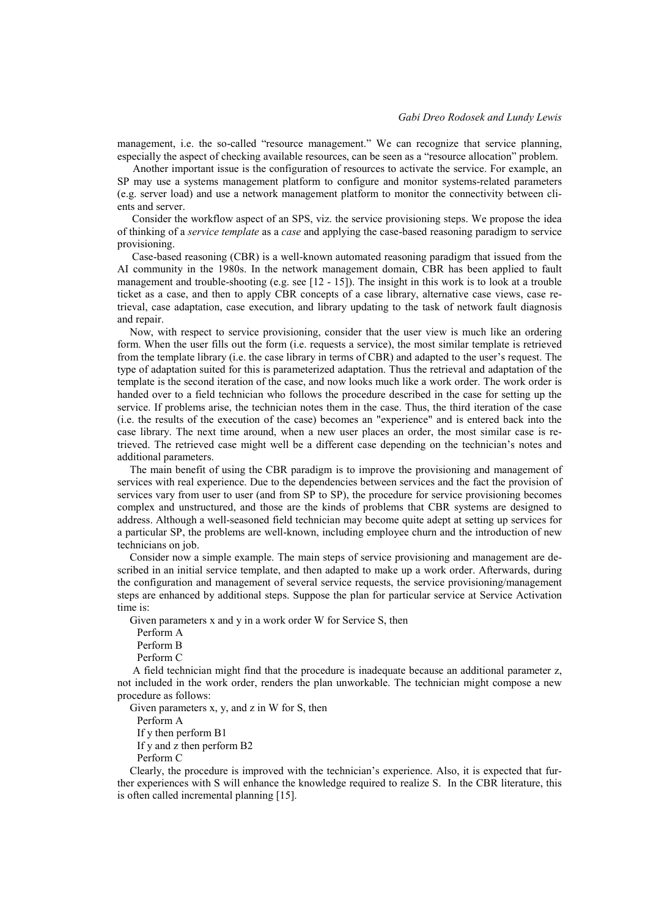management, i.e. the so-called "resource management." We can recognize that service planning, especially the aspect of checking available resources, can be seen as a "resource allocation" problem.

Another important issue is the configuration of resources to activate the service. For example, an SP may use a systems management platform to configure and monitor systems-related parameters (e.g. server load) and use a network management platform to monitor the connectivity between clients and server.

Consider the workflow aspect of an SPS, viz. the service provisioning steps. We propose the idea of thinking of a *service template* as a *case* and applying the case-based reasoning paradigm to service provisioning.

Case-based reasoning (CBR) is a well-known automated reasoning paradigm that issued from the AI community in the 1980s. In the network management domain, CBR has been applied to fault management and trouble-shooting (e.g. see [12 - 15]). The insight in this work is to look at a trouble ticket as a case, and then to apply CBR concepts of a case library, alternative case views, case retrieval, case adaptation, case execution, and library updating to the task of network fault diagnosis and repair.

Now, with respect to service provisioning, consider that the user view is much like an ordering form. When the user fills out the form (i.e. requests a service), the most similar template is retrieved from the template library (i.e. the case library in terms of CBR) and adapted to the user's request. The type of adaptation suited for this is parameterized adaptation. Thus the retrieval and adaptation of the template is the second iteration of the case, and now looks much like a work order. The work order is handed over to a field technician who follows the procedure described in the case for setting up the service. If problems arise, the technician notes them in the case. Thus, the third iteration of the case (i.e. the results of the execution of the case) becomes an "experience" and is entered back into the case library. The next time around, when a new user places an order, the most similar case is retrieved. The retrieved case might well be a different case depending on the technician's notes and additional parameters.

The main benefit of using the CBR paradigm is to improve the provisioning and management of services with real experience. Due to the dependencies between services and the fact the provision of services vary from user to user (and from SP to SP), the procedure for service provisioning becomes complex and unstructured, and those are the kinds of problems that CBR systems are designed to address. Although a well-seasoned field technician may become quite adept at setting up services for a particular SP, the problems are well-known, including employee churn and the introduction of new technicians on job.

Consider now a simple example. The main steps of service provisioning and management are described in an initial service template, and then adapted to make up a work order. Afterwards, during the configuration and management of several service requests, the service provisioning/management steps are enhanced by additional steps. Suppose the plan for particular service at Service Activation time is:

Given parameters x and y in a work order W for Service S, then
  Perform A
  Perform B
  Perform C

A field technician might find that the procedure is inadequate because an additional parameter z, not included in the work order, renders the plan unworkable. The technician might compose a new procedure as follows:

Given parameters x, y, and z in W for S, then
  Perform A
  If y then perform B1
  If y and z then perform B2
  Perform C

Clearly, the procedure is improved with the technician's experience. Also, it is expected that further experiences with S will enhance the knowledge required to realize S. In the CBR literature, this is often called incremental planning [15].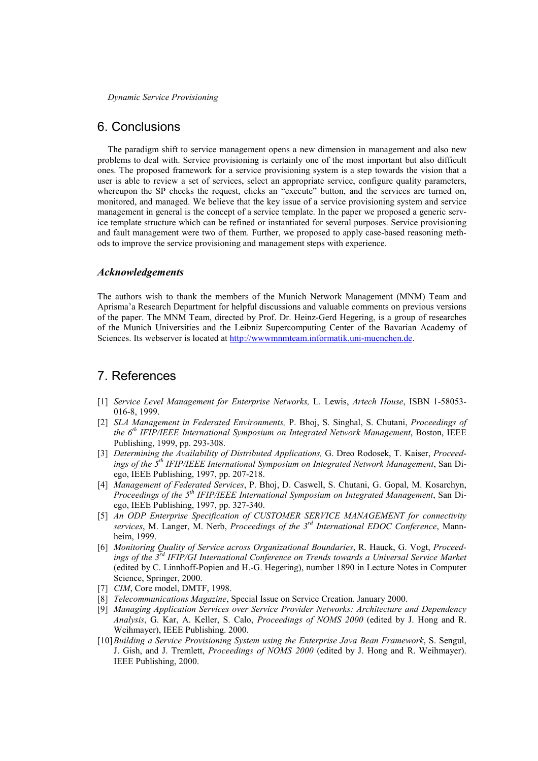## 6. Conclusions

The paradigm shift to service management opens a new dimension in management and also new problems to deal with. Service provisioning is certainly one of the most important but also difficult ones. The proposed framework for a service provisioning system is a step towards the vision that a user is able to review a set of services, select an appropriate service, configure quality parameters, whereupon the SP checks the request, clicks an "execute" button, and the services are turned on, monitored, and managed. We believe that the key issue of a service provisioning system and service management in general is the concept of a service template. In the paper we proposed a generic service template structure which can be refined or instantiated for several purposes. Service provisioning and fault management were two of them. Further, we proposed to apply case-based reasoning methods to improve the service provisioning and management steps with experience.

### *Acknowledgements*

The authors wish to thank the members of the Munich Network Management (MNM) Team and Aprisma'a Research Department for helpful discussions and valuable comments on previous versions of the paper. The MNM Team, directed by Prof. Dr. Heinz-Gerd Hegering, is a group of researches of the Munich Universities and the Leibniz Supercomputing Center of the Bavarian Academy of Sciences. Its webserver is located at [http://wwwmnmteam.informatik.uni-muenchen.de](http://wwwmnmteam.informatik.uni-muenchen.de).

## 7. References

[1] *Service Level Management for Enterprise Networks,* L. Lewis, *Artech House*, ISBN 1-58053-016-8, 1999.

[2] *SLA Management in Federated Environments,* P. Bhoj, S. Singhal, S. Chutani, *Proceedings of the 6th IFIP/IEEE International Symposium on Integrated Network Management*, Boston, IEEE Publishing, 1999, pp. 293-308.

[3] *Determining the Availability of Distributed Applications,* G. Dreo Rodosek, T. Kaiser, *Proceedings of the 5th IFIP/IEEE International Symposium on Integrated Network Management*, San Diego, IEEE Publishing, 1997, pp. 207-218.

[4] *Management of Federated Services*, P. Bhoj, D. Caswell, S. Chutani, G. Gopal, M. Kosarchyn, *Proceedings of the 5th IFIP/IEEE International Symposium on Integrated Management*, San Diego, IEEE Publishing, 1997, pp. 327-340.

[5] *An ODP Enterprise Specification of CUSTOMER SERVICE MANAGEMENT for connectivity services*, M. Langer, M. Nerb, *Proceedings of the 3rd International EDOC Conference*, Mannheim, 1999.

[6] *Monitoring Quality of Service across Organizational Boundaries*, R. Hauck, G. Vogt, *Proceedings of the 3rd IFIP/GI International Conference on Trends towards a Universal Service Market* (edited by C. Linnhoff-Popien and H.-G. Hegering), number 1890 in Lecture Notes in Computer Science, Springer, 2000.

[7] *CIM*, Core model, DMTF, 1998.

[8] *Telecommunications Magazine*, Special Issue on Service Creation. January 2000.

[9] *Managing Application Services over Service Provider Networks: Architecture and Dependency Analysis*, G. Kar, A. Keller, S. Calo, *Proceedings of NOMS 2000* (edited by J. Hong and R. Weihmayer), IEEE Publishing. 2000.

[10] *Building a Service Provisioning System using the Enterprise Java Bean Framework*, S. Sengul, J. Gish, and J. Tremlett, *Proceedings of NOMS 2000* (edited by J. Hong and R. Weihmayer). IEEE Publishing, 2000.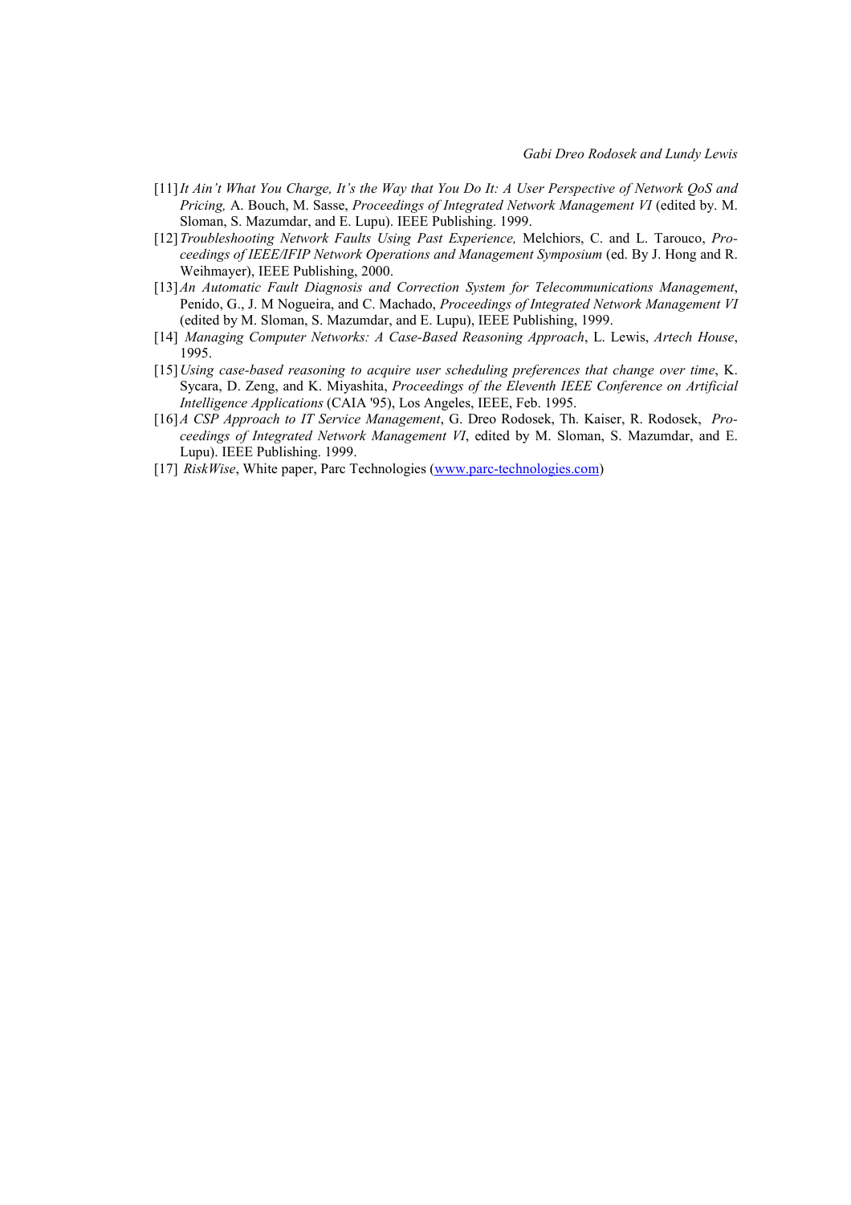[11] *It Ain't What You Charge, It's the Way that You Do It: A User Perspective of Network QoS and Pricing,* A. Bouch, M. Sasse, *Proceedings of Integrated Network Management VI* (edited by. M. Sloman, S. Mazumdar, and E. Lupu). IEEE Publishing. 1999.

[12] *Troubleshooting Network Faults Using Past Experience,* Melchiors, C. and L. Tarouco, *Proceedings of IEEE/IFIP Network Operations and Management Symposium* (ed. By J. Hong and R. Weihmayer), IEEE Publishing, 2000.

[13] *An Automatic Fault Diagnosis and Correction System for Telecommunications Management*, Penido, G., J. M Nogueira, and C. Machado, *Proceedings of Integrated Network Management VI* (edited by M. Sloman, S. Mazumdar, and E. Lupu), IEEE Publishing, 1999.

[14] *Managing Computer Networks: A Case-Based Reasoning Approach*, L. Lewis, *Artech House*, 1995.

[15] *Using case-based reasoning to acquire user scheduling preferences that change over time*, K. Sycara, D. Zeng, and K. Miyashita, *Proceedings of the Eleventh IEEE Conference on Artificial Intelligence Applications* (CAIA '95), Los Angeles, IEEE, Feb. 1995.

[16] *A CSP Approach to IT Service Management*, G. Dreo Rodosek, Th. Kaiser, R. Rodosek, *Proceedings of Integrated Network Management VI*, edited by M. Sloman, S. Mazumdar, and E. Lupu). IEEE Publishing. 1999.

[17] *RiskWise*, White paper, Parc Technologies (www.parc-technologies.com)